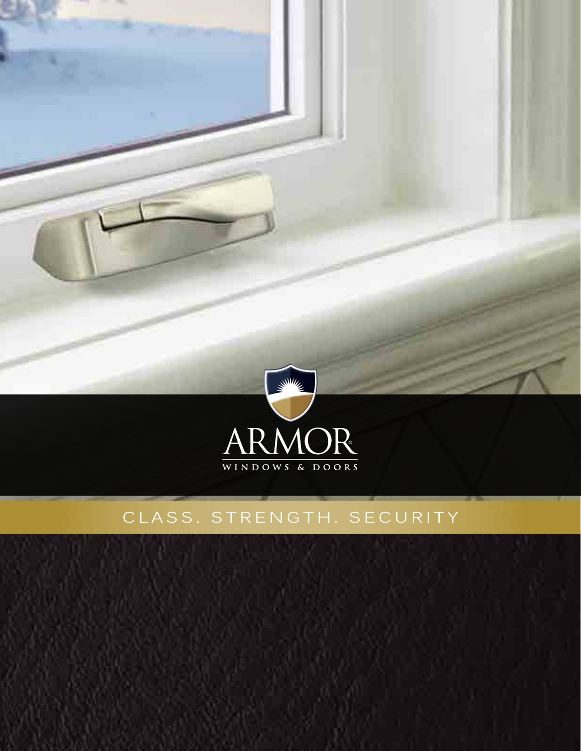# ARMOR®

WINDOWS & DOORS

CLASS. STRENGTH. SECURITY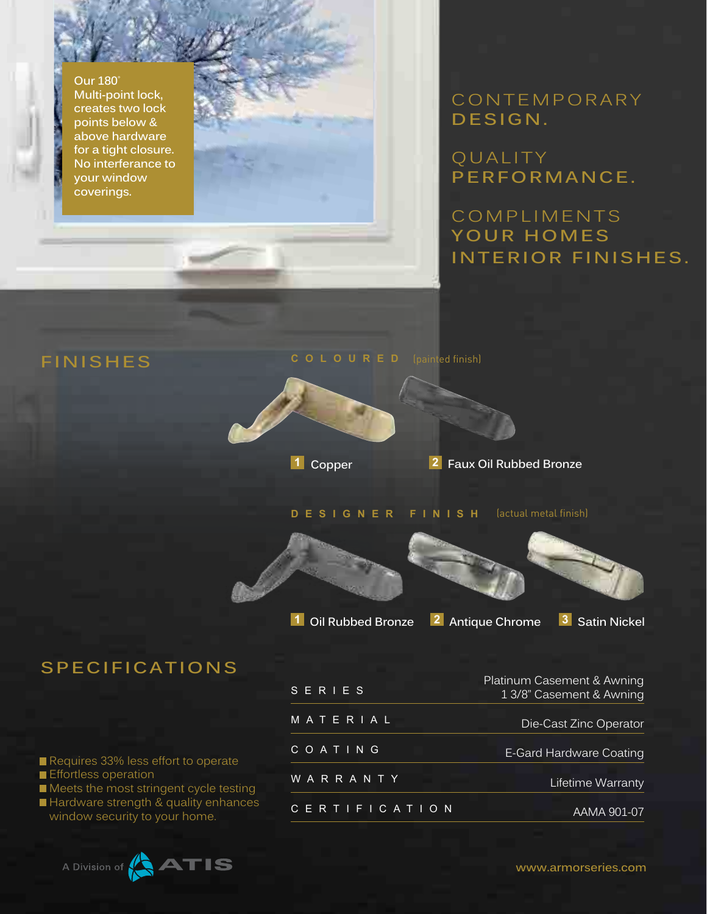Our 180˚ Multi-point lock, creates two lock points below & above hardware for a tight closure. No interferance to your window coverings.

CONTEMPORARY
**DESIGN.**

QUALITY
**PERFORMANCE.**

COMPLIMENTS
**YOUR HOMES INTERIOR FINISHES.**

## FINISHES

### COLOURED (painted finish)

1. Copper
2. Faux Oil Rubbed Bronze

### DESIGNER FINISH (actual metal finish)

1. Oil Rubbed Bronze
2. Antique Chrome
3. Satin Nickel

## SPECIFICATIONS

- Requires 33% less effort to operate
- Effortless operation
- Meets the most stringent cycle testing
- Hardware strength & quality enhances window security to your home.

| | |
|---|---|
| SERIES | Platinum Casement & Awning<br>1 3/8" Casement & Awning |
| MATERIAL | Die-Cast Zinc Operator |
| COATING | E-Gard Hardware Coating |
| WARRANTY | Lifetime Warranty |
| CERTIFICATION | AAMA 901-07 |

A Division of ATIS

www.armorseries.com